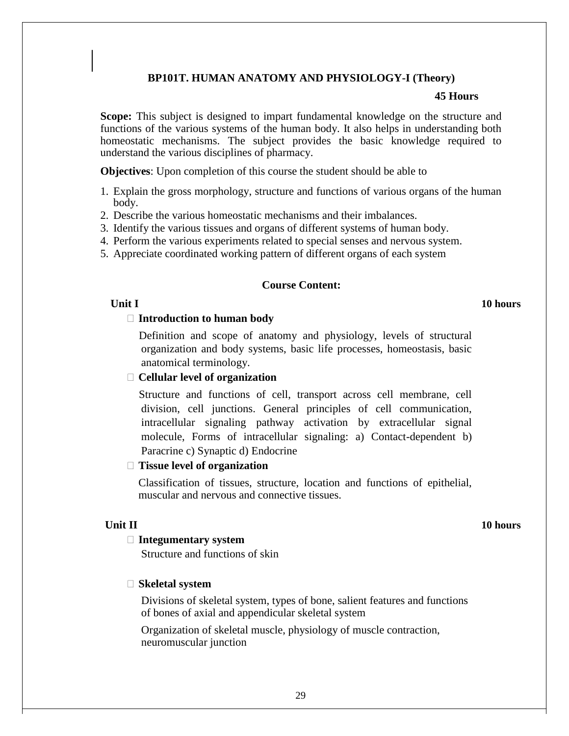## BP101T. HUMAN ANATOMY AND PHYSIOLOGY-I (Theory)

**45 Hours**

**Scope:** This subject is designed to impart fundamental knowledge on the structure and functions of the various systems of the human body. It also helps in understanding both homeostatic mechanisms. The subject provides the basic knowledge required to understand the various disciplines of pharmacy.

**Objectives**: Upon completion of this course the student should be able to

1. Explain the gross morphology, structure and functions of various organs of the human body.
2. Describe the various homeostatic mechanisms and their imbalances.
3. Identify the various tissues and organs of different systems of human body.
4. Perform the various experiments related to special senses and nervous system.
5. Appreciate coordinated working pattern of different organs of each system

### Course Content:

**Unit I** **10 hours**

- **Introduction to human body**

  Definition and scope of anatomy and physiology, levels of structural organization and body systems, basic life processes, homeostasis, basic anatomical terminology.

- **Cellular level of organization**

  Structure and functions of cell, transport across cell membrane, cell division, cell junctions. General principles of cell communication, intracellular signaling pathway activation by extracellular signal molecule, Forms of intracellular signaling: a) Contact-dependent b) Paracrine c) Synaptic d) Endocrine

- **Tissue level of organization**

  Classification of tissues, structure, location and functions of epithelial, muscular and nervous and connective tissues.

**Unit II** **10 hours**

- **Integumentary system**

  Structure and functions of skin

- **Skeletal system**

  Divisions of skeletal system, types of bone, salient features and functions of bones of axial and appendicular skeletal system

  Organization of skeletal muscle, physiology of muscle contraction, neuromuscular junction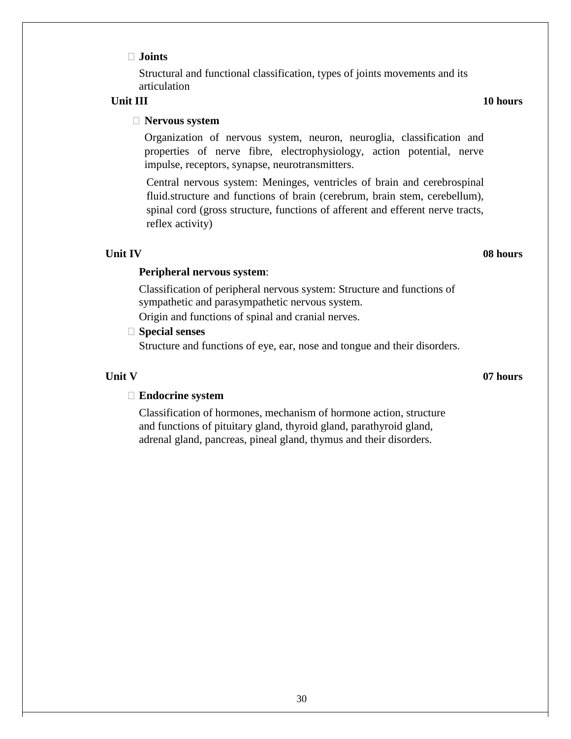- **Joints**

  Structural and functional classification, types of joints movements and its articulation

**Unit III** **10 hours**

- **Nervous system**

  Organization of nervous system, neuron, neuroglia, classification and properties of nerve fibre, electrophysiology, action potential, nerve impulse, receptors, synapse, neurotransmitters.

  Central nervous system: Meninges, ventricles of brain and cerebrospinal fluid.structure and functions of brain (cerebrum, brain stem, cerebellum), spinal cord (gross structure, functions of afferent and efferent nerve tracts, reflex activity)

**Unit IV** **08 hours**

**Peripheral nervous system**:

Classification of peripheral nervous system: Structure and functions of sympathetic and parasympathetic nervous system.

Origin and functions of spinal and cranial nerves.

- **Special senses**

  Structure and functions of eye, ear, nose and tongue and their disorders.

**Unit V** **07 hours**

- **Endocrine system**

  Classification of hormones, mechanism of hormone action, structure and functions of pituitary gland, thyroid gland, parathyroid gland, adrenal gland, pancreas, pineal gland, thymus and their disorders.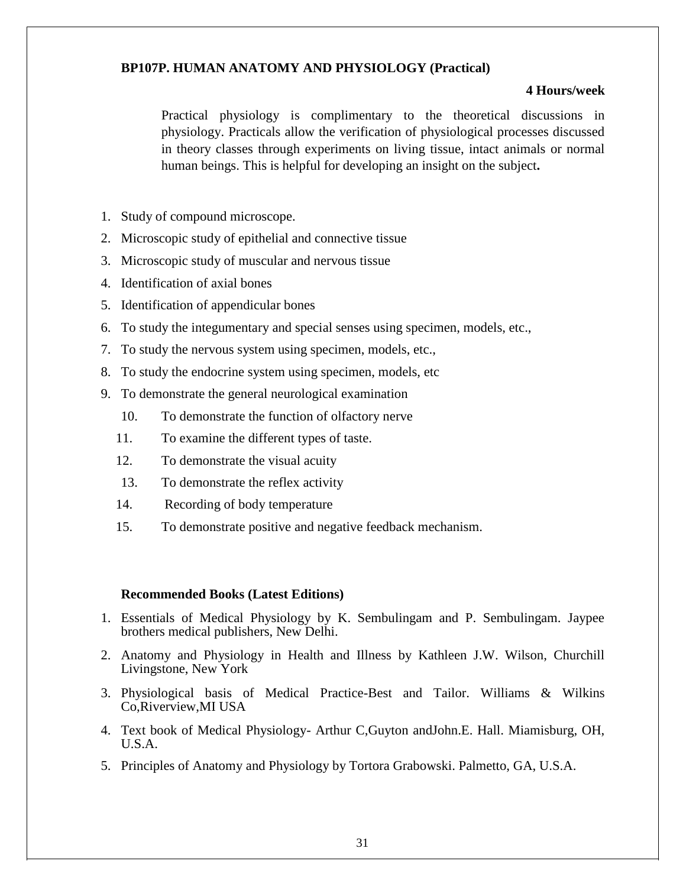**BP107P. HUMAN ANATOMY AND PHYSIOLOGY (Practical)**

**4 Hours/week**

Practical physiology is complimentary to the theoretical discussions in physiology. Practicals allow the verification of physiological processes discussed in theory classes through experiments on living tissue, intact animals or normal human beings. This is helpful for developing an insight on the subject**.**

1. Study of compound microscope.
2. Microscopic study of epithelial and connective tissue
3. Microscopic study of muscular and nervous tissue
4. Identification of axial bones
5. Identification of appendicular bones
6. To study the integumentary and special senses using specimen, models, etc.,
7. To study the nervous system using specimen, models, etc.,
8. To study the endocrine system using specimen, models, etc
9. To demonstrate the general neurological examination
10. To demonstrate the function of olfactory nerve
11. To examine the different types of taste.
12. To demonstrate the visual acuity
13. To demonstrate the reflex activity
14. Recording of body temperature
15. To demonstrate positive and negative feedback mechanism.

**Recommended Books (Latest Editions)**

1. Essentials of Medical Physiology by K. Sembulingam and P. Sembulingam. Jaypee brothers medical publishers, New Delhi.
2. Anatomy and Physiology in Health and Illness by Kathleen J.W. Wilson, Churchill Livingstone, New York
3. Physiological basis of Medical Practice-Best and Tailor. Williams & Wilkins Co,Riverview,MI USA
4. Text book of Medical Physiology- Arthur C,Guyton andJohn.E. Hall. Miamisburg, OH, U.S.A.
5. Principles of Anatomy and Physiology by Tortora Grabowski. Palmetto, GA, U.S.A.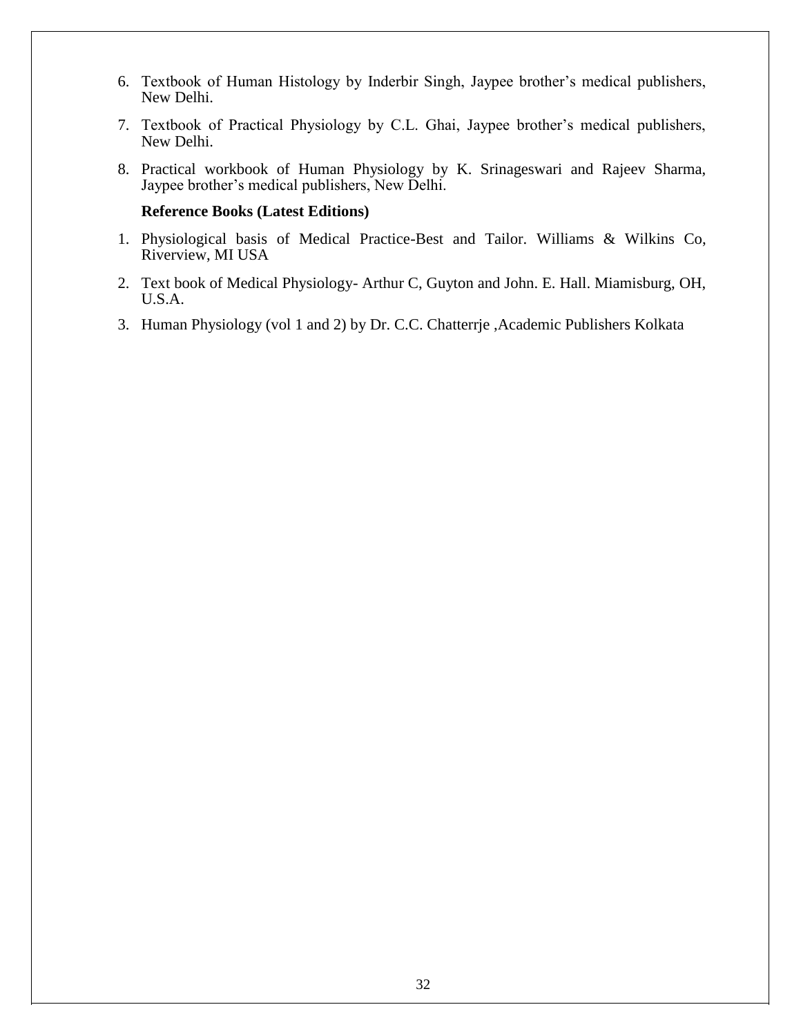6. Textbook of Human Histology by Inderbir Singh, Jaypee brother's medical publishers, New Delhi.
7. Textbook of Practical Physiology by C.L. Ghai, Jaypee brother's medical publishers, New Delhi.
8. Practical workbook of Human Physiology by K. Srinageswari and Rajeev Sharma, Jaypee brother's medical publishers, New Delhi.

**Reference Books (Latest Editions)**

1. Physiological basis of Medical Practice-Best and Tailor. Williams & Wilkins Co, Riverview, MI USA
2. Text book of Medical Physiology- Arthur C, Guyton and John. E. Hall. Miamisburg, OH, U.S.A.
3. Human Physiology (vol 1 and 2) by Dr. C.C. Chatterrje ,Academic Publishers Kolkata